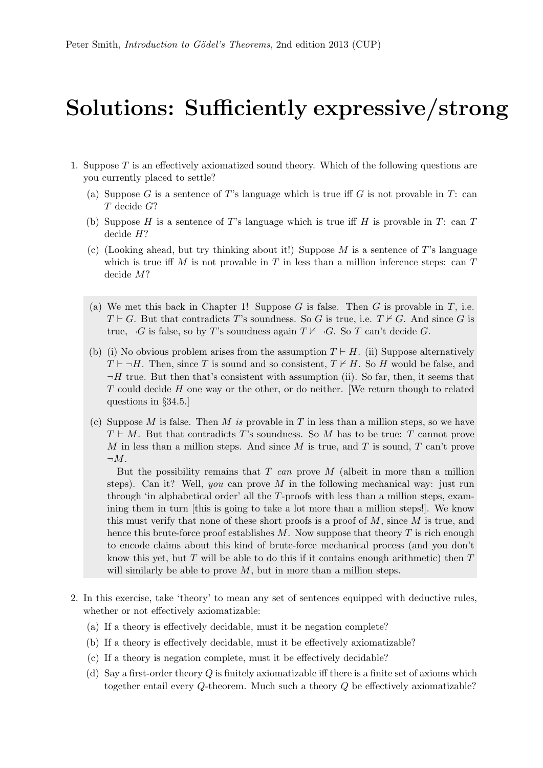Peter Smith, *Introduction to Gödel's Theorems*, 2nd edition 2013 (CUP)

# Solutions: Sufficiently expressive/strong

1. Suppose $T$ is an effectively axiomatized sound theory. Which of the following questions are you currently placed to settle?

   (a) Suppose $G$ is a sentence of $T$'s language which is true iff $G$ is not provable in $T$: can $T$ decide $G$?

   (b) Suppose $H$ is a sentence of $T$'s language which is true iff $H$ is provable in $T$: can $T$ decide $H$?

   (c) (Looking ahead, but try thinking about it!) Suppose $M$ is a sentence of $T$'s language which is true iff $M$ is not provable in $T$ in less than a million inference steps: can $T$ decide $M$?

   (a) We met this back in Chapter 1! Suppose $G$ is false. Then $G$ is provable in $T$, i.e. $T \vdash G$. But that contradicts $T$'s soundness. So $G$ is true, i.e. $T \nvdash G$. And since $G$ is true, $\neg G$ is false, so by $T$'s soundness again $T \nvdash \neg G$. So $T$ can't decide $G$.

   (b) (i) No obvious problem arises from the assumption $T \vdash H$. (ii) Suppose alternatively $T \vdash \neg H$. Then, since $T$ is sound and so consistent, $T \nvdash H$. So $H$ would be false, and $\neg H$ true. But then that's consistent with assumption (ii). So far, then, it seems that $T$ could decide $H$ one way or the other, or do neither. [We return though to related questions in §34.5.]

   (c) Suppose $M$ is false. Then $M$ *is* provable in $T$ in less than a million steps, so we have $T \vdash M$. But that contradicts $T$'s soundness. So $M$ has to be true: $T$ cannot prove $M$ in less than a million steps. And since $M$ is true, and $T$ is sound, $T$ can't prove $\neg M$.

   But the possibility remains that $T$ *can* prove $M$ (albeit in more than a million steps). Can it? Well, *you* can prove $M$ in the following mechanical way: just run through 'in alphabetical order' all the $T$-proofs with less than a million steps, examining them in turn [this is going to take a lot more than a million steps!]. We know this must verify that none of these short proofs is a proof of $M$, since $M$ is true, and hence this brute-force proof establishes $M$. Now suppose that theory $T$ is rich enough to encode claims about this kind of brute-force mechanical process (and you don't know this yet, but $T$ will be able to do this if it contains enough arithmetic) then $T$ will similarly be able to prove $M$, but in more than a million steps.

2. In this exercise, take 'theory' to mean any set of sentences equipped with deductive rules, whether or not effectively axiomatizable:

   (a) If a theory is effectively decidable, must it be negation complete?

   (b) If a theory is effectively decidable, must it be effectively axiomatizable?

   (c) If a theory is negation complete, must it be effectively decidable?

   (d) Say a first-order theory $Q$ is finitely axiomatizable iff there is a finite set of axioms which together entail every $Q$-theorem. Much such a theory $Q$ be effectively axiomatizable?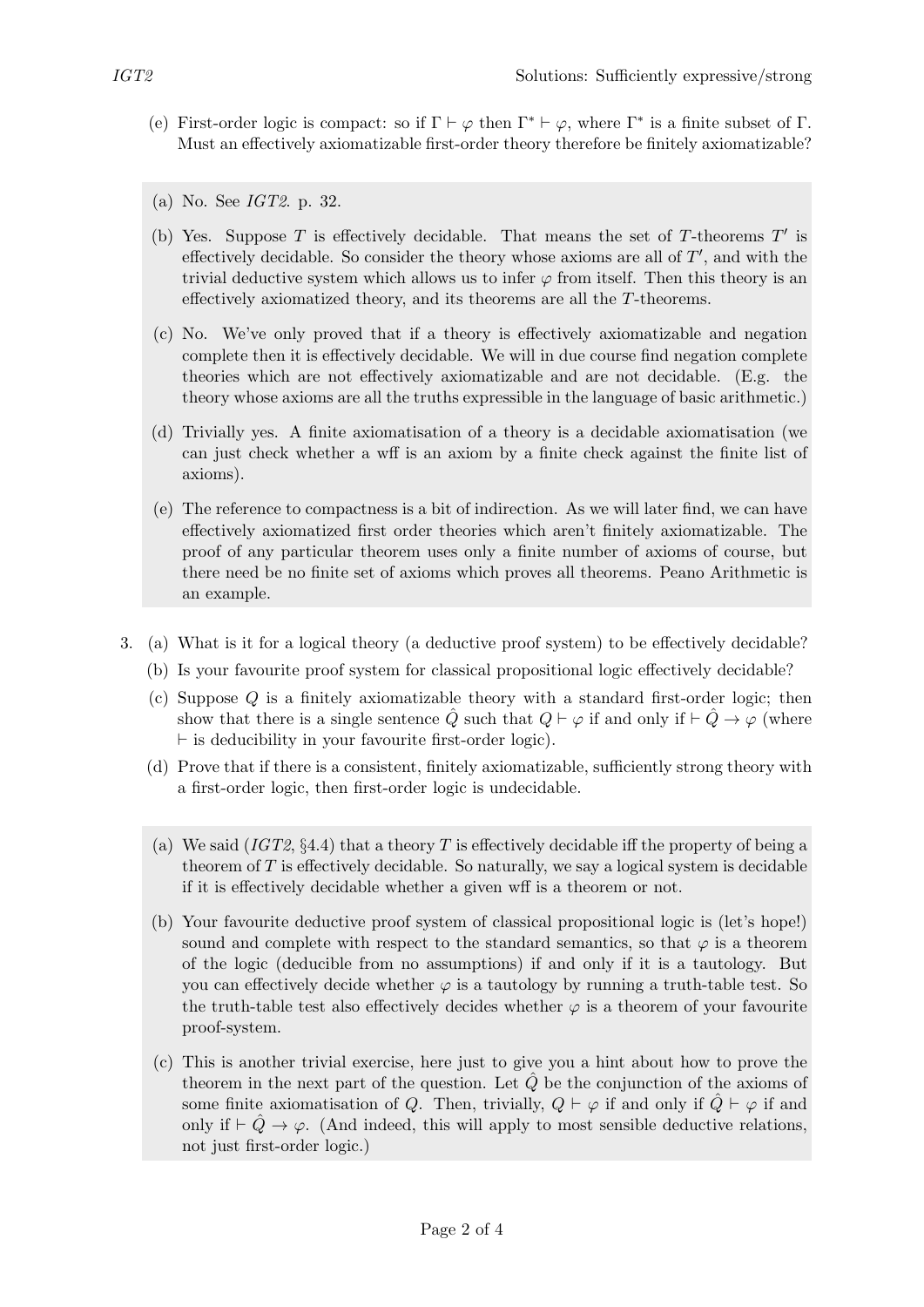(e) First-order logic is compact: so if $\Gamma \vdash \varphi$ then $\Gamma^* \vdash \varphi$, where $\Gamma^*$ is a finite subset of $\Gamma$. Must an effectively axiomatizable first-order theory therefore be finitely axiomatizable?

> (a) No. See *IGT2*. p. 32.
>
> (b) Yes. Suppose $T$ is effectively decidable. That means the set of $T$-theorems $T'$ is effectively decidable. So consider the theory whose axioms are all of $T'$, and with the trivial deductive system which allows us to infer $\varphi$ from itself. Then this theory is an effectively axiomatized theory, and its theorems are all the $T$-theorems.
>
> (c) No. We've only proved that if a theory is effectively axiomatizable and negation complete then it is effectively decidable. We will in due course find negation complete theories which are not effectively axiomatizable and are not decidable. (E.g. the theory whose axioms are all the truths expressible in the language of basic arithmetic.)
>
> (d) Trivially yes. A finite axiomatisation of a theory is a decidable axiomatisation (we can just check whether a wff is an axiom by a finite check against the finite list of axioms).
>
> (e) The reference to compactness is a bit of indirection. As we will later find, we can have effectively axiomatized first order theories which aren't finitely axiomatizable. The proof of any particular theorem uses only a finite number of axioms of course, but there need be no finite set of axioms which proves all theorems. Peano Arithmetic is an example.

3. (a) What is it for a logical theory (a deductive proof system) to be effectively decidable?

   (b) Is your favourite proof system for classical propositional logic effectively decidable?

   (c) Suppose $Q$ is a finitely axiomatizable theory with a standard first-order logic; then show that there is a single sentence $\hat{Q}$ such that $Q \vdash \varphi$ if and only if $\vdash \hat{Q} \to \varphi$ (where $\vdash$ is deducibility in your favourite first-order logic).

   (d) Prove that if there is a consistent, finitely axiomatizable, sufficiently strong theory with a first-order logic, then first-order logic is undecidable.

> (a) We said (*IGT2*, §4.4) that a theory $T$ is effectively decidable iff the property of being a theorem of $T$ is effectively decidable. So naturally, we say a logical system is decidable if it is effectively decidable whether a given wff is a theorem or not.
>
> (b) Your favourite deductive proof system of classical propositional logic is (let's hope!) sound and complete with respect to the standard semantics, so that $\varphi$ is a theorem of the logic (deducible from no assumptions) if and only if it is a tautology. But you can effectively decide whether $\varphi$ is a tautology by running a truth-table test. So the truth-table test also effectively decides whether $\varphi$ is a theorem of your favourite proof-system.
>
> (c) This is another trivial exercise, here just to give you a hint about how to prove the theorem in the next part of the question. Let $\hat{Q}$ be the conjunction of the axioms of some finite axiomatisation of $Q$. Then, trivially, $Q \vdash \varphi$ if and only if $\hat{Q} \vdash \varphi$ if and only if $\vdash \hat{Q} \to \varphi$. (And indeed, this will apply to most sensible deductive relations, not just first-order logic.)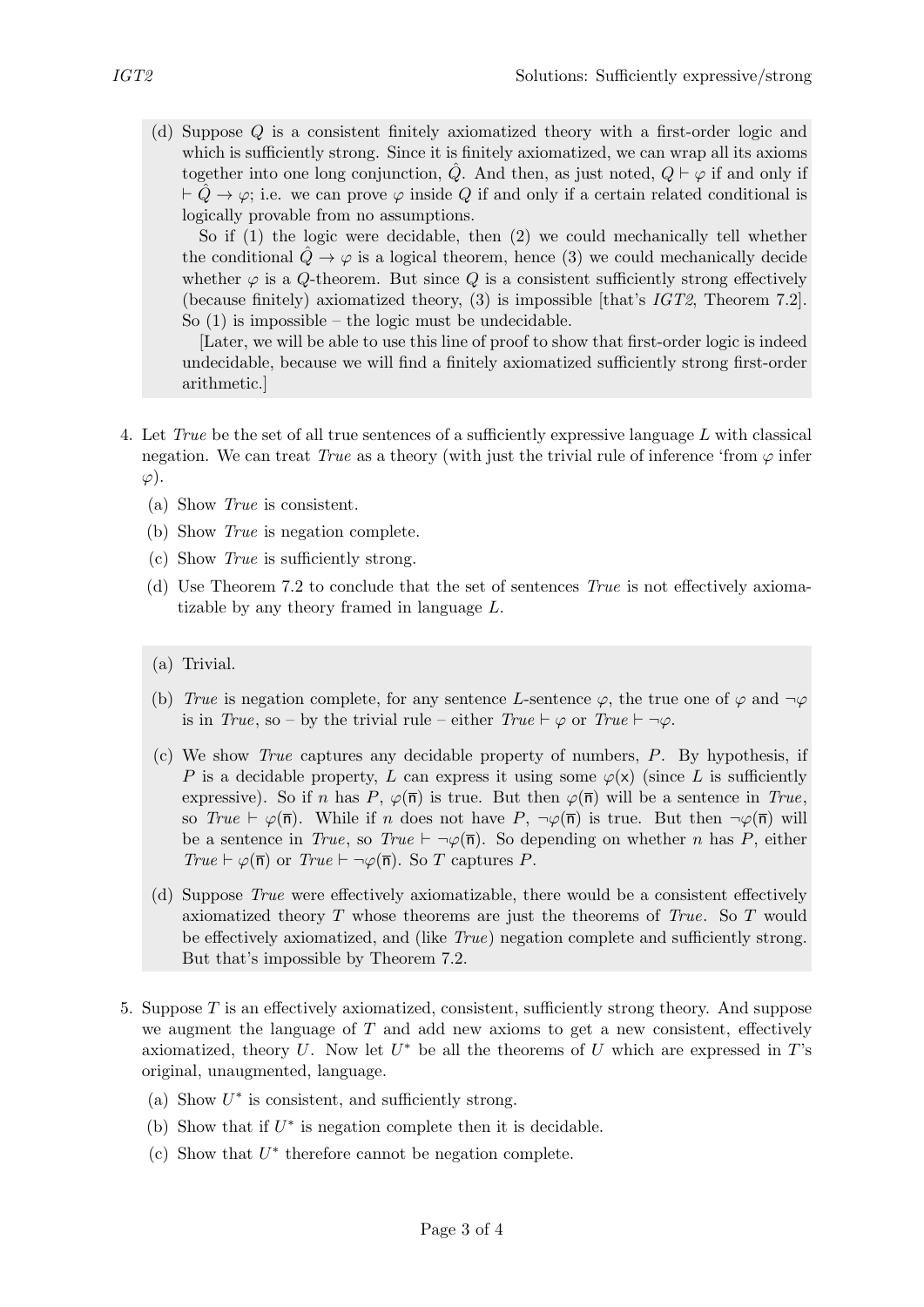(d) Suppose $Q$ is a consistent finitely axiomatized theory with a first-order logic and which is sufficiently strong. Since it is finitely axiomatized, we can wrap all its axioms together into one long conjunction, $\hat{Q}$. And then, as just noted, $Q \vdash \varphi$ if and only if $\vdash \hat{Q} \to \varphi$; i.e. we can prove $\varphi$ inside $Q$ if and only if a certain related conditional is logically provable from no assumptions.

So if (1) the logic were decidable, then (2) we could mechanically tell whether the conditional $\hat{Q} \to \varphi$ is a logical theorem, hence (3) we could mechanically decide whether $\varphi$ is a $Q$-theorem. But since $Q$ is a consistent sufficiently strong effectively (because finitely) axiomatized theory, (3) is impossible [that's *IGT2*, Theorem 7.2]. So (1) is impossible – the logic must be undecidable.

[Later, we will be able to use this line of proof to show that first-order logic is indeed undecidable, because we will find a finitely axiomatized sufficiently strong first-order arithmetic.]

4. Let *True* be the set of all true sentences of a sufficiently expressive language $L$ with classical negation. We can treat *True* as a theory (with just the trivial rule of inference 'from $\varphi$ infer $\varphi$).

   (a) Show *True* is consistent.

   (b) Show *True* is negation complete.

   (c) Show *True* is sufficiently strong.

   (d) Use Theorem 7.2 to conclude that the set of sentences *True* is not effectively axiomatizable by any theory framed in language $L$.

   (a) Trivial.

   (b) *True* is negation complete, for any sentence $L$-sentence $\varphi$, the true one of $\varphi$ and $\neg\varphi$ is in *True*, so – by the trivial rule – either $True \vdash \varphi$ or $True \vdash \neg\varphi$.

   (c) We show *True* captures any decidable property of numbers, $P$. By hypothesis, if $P$ is a decidable property, $L$ can express it using some $\varphi(\mathsf{x})$ (since $L$ is sufficiently expressive). So if $n$ has $P$, $\varphi(\overline{\mathsf{n}})$ is true. But then $\varphi(\overline{\mathsf{n}})$ will be a sentence in *True*, so $True \vdash \varphi(\overline{\mathsf{n}})$. While if $n$ does not have $P$, $\neg\varphi(\overline{\mathsf{n}})$ is true. But then $\neg\varphi(\overline{\mathsf{n}})$ will be a sentence in *True*, so $True \vdash \neg\varphi(\overline{\mathsf{n}})$. So depending on whether $n$ has $P$, either $True \vdash \varphi(\overline{\mathsf{n}})$ or $True \vdash \neg\varphi(\overline{\mathsf{n}})$. So $T$ captures $P$.

   (d) Suppose *True* were effectively axiomatizable, there would be a consistent effectively axiomatized theory $T$ whose theorems are just the theorems of *True*. So $T$ would be effectively axiomatized, and (like *True*) negation complete and sufficiently strong. But that's impossible by Theorem 7.2.

5. Suppose $T$ is an effectively axiomatized, consistent, sufficiently strong theory. And suppose we augment the language of $T$ and add new axioms to get a new consistent, effectively axiomatized, theory $U$. Now let $U^*$ be all the theorems of $U$ which are expressed in $T$'s original, unaugmented, language.

   (a) Show $U^*$ is consistent, and sufficiently strong.

   (b) Show that if $U^*$ is negation complete then it is decidable.

   (c) Show that $U^*$ therefore cannot be negation complete.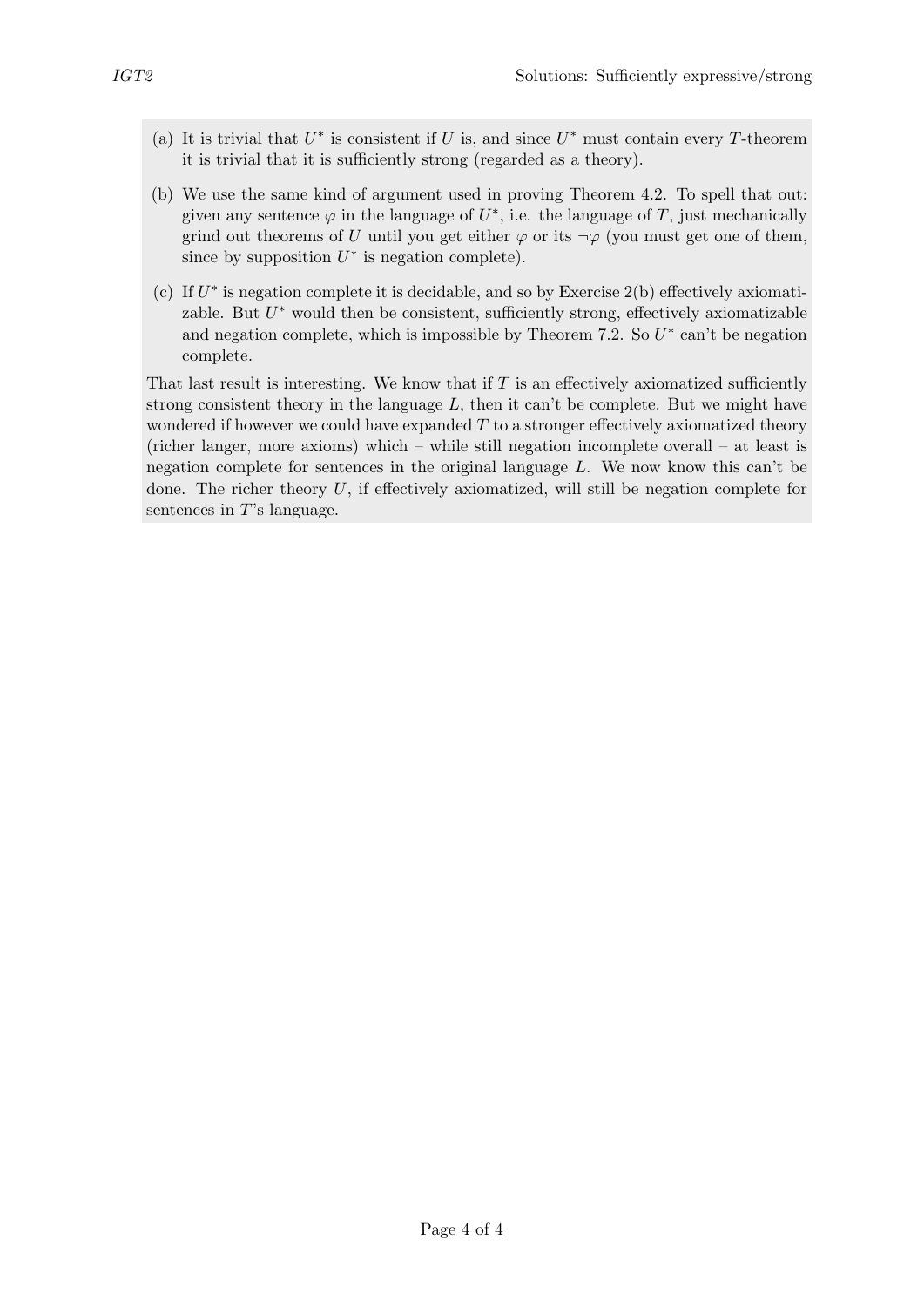(a) It is trivial that $U^*$ is consistent if $U$ is, and since $U^*$ must contain every $T$-theorem it is trivial that it is sufficiently strong (regarded as a theory).

(b) We use the same kind of argument used in proving Theorem 4.2. To spell that out: given any sentence $\varphi$ in the language of $U^*$, i.e. the language of $T$, just mechanically grind out theorems of $U$ until you get either $\varphi$ or its $\neg\varphi$ (you must get one of them, since by supposition $U^*$ is negation complete).

(c) If $U^*$ is negation complete it is decidable, and so by Exercise 2(b) effectively axiomatizable. But $U^*$ would then be consistent, sufficiently strong, effectively axiomatizable and negation complete, which is impossible by Theorem 7.2. So $U^*$ can't be negation complete.

That last result is interesting. We know that if $T$ is an effectively axiomatized sufficiently strong consistent theory in the language $L$, then it can't be complete. But we might have wondered if however we could have expanded $T$ to a stronger effectively axiomatized theory (richer langer, more axioms) which – while still negation incomplete overall – at least is negation complete for sentences in the original language $L$. We now know this can't be done. The richer theory $U$, if effectively axiomatized, will still be negation complete for sentences in $T$'s language.